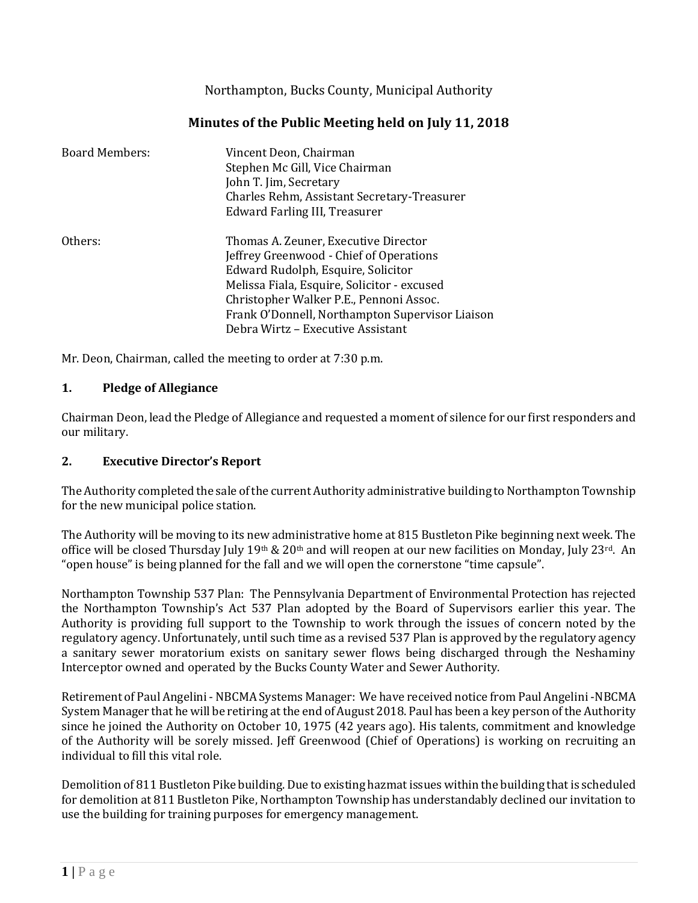Northampton, Bucks County, Municipal Authority

# Minutes of the Public Meeting held on July 11, 2018

| | |
|---|---|
| Board Members: | Vincent Deon, Chairman |
| | Stephen Mc Gill, Vice Chairman |
| | John T. Jim, Secretary |
| | Charles Rehm, Assistant Secretary-Treasurer |
| | Edward Farling III, Treasurer |
| Others: | Thomas A. Zeuner, Executive Director |
| | Jeffrey Greenwood - Chief of Operations |
| | Edward Rudolph, Esquire, Solicitor |
| | Melissa Fiala, Esquire, Solicitor - excused |
| | Christopher Walker P.E., Pennoni Assoc. |
| | Frank O'Donnell, Northampton Supervisor Liaison |
| | Debra Wirtz – Executive Assistant |

Mr. Deon, Chairman, called the meeting to order at 7:30 p.m.

## 1. Pledge of Allegiance

Chairman Deon, lead the Pledge of Allegiance and requested a moment of silence for our first responders and our military.

## 2. Executive Director's Report

The Authority completed the sale of the current Authority administrative building to Northampton Township for the new municipal police station.

The Authority will be moving to its new administrative home at 815 Bustleton Pike beginning next week. The office will be closed Thursday July 19th & 20th and will reopen at our new facilities on Monday, July 23rd. An "open house" is being planned for the fall and we will open the cornerstone "time capsule".

Northampton Township 537 Plan: The Pennsylvania Department of Environmental Protection has rejected the Northampton Township's Act 537 Plan adopted by the Board of Supervisors earlier this year. The Authority is providing full support to the Township to work through the issues of concern noted by the regulatory agency. Unfortunately, until such time as a revised 537 Plan is approved by the regulatory agency a sanitary sewer moratorium exists on sanitary sewer flows being discharged through the Neshaminy Interceptor owned and operated by the Bucks County Water and Sewer Authority.

Retirement of Paul Angelini - NBCMA Systems Manager: We have received notice from Paul Angelini -NBCMA System Manager that he will be retiring at the end of August 2018. Paul has been a key person of the Authority since he joined the Authority on October 10, 1975 (42 years ago). His talents, commitment and knowledge of the Authority will be sorely missed. Jeff Greenwood (Chief of Operations) is working on recruiting an individual to fill this vital role.

Demolition of 811 Bustleton Pike building. Due to existing hazmat issues within the building that is scheduled for demolition at 811 Bustleton Pike, Northampton Township has understandably declined our invitation to use the building for training purposes for emergency management.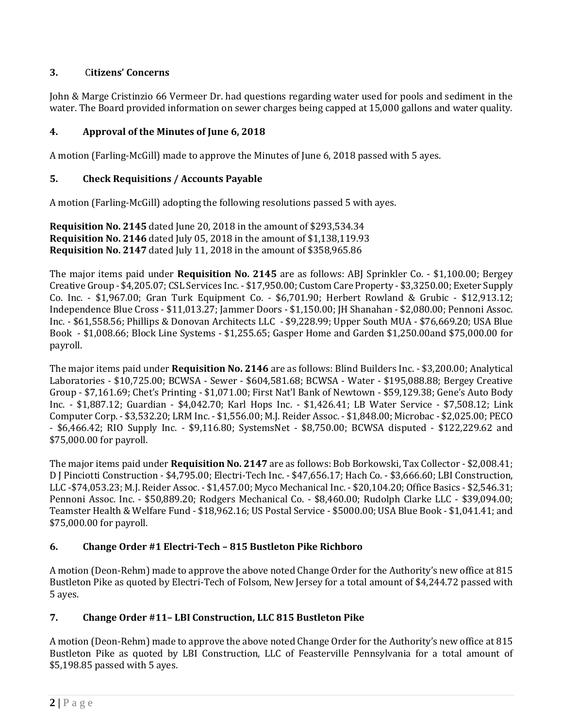### 3. Citizens' Concerns

John & Marge Cristinzio 66 Vermeer Dr. had questions regarding water used for pools and sediment in the water. The Board provided information on sewer charges being capped at 15,000 gallons and water quality.

### 4. Approval of the Minutes of June 6, 2018

A motion (Farling-McGill) made to approve the Minutes of June 6, 2018 passed with 5 ayes.

### 5. Check Requisitions / Accounts Payable

A motion (Farling-McGill) adopting the following resolutions passed 5 with ayes.

**Requisition No. 2145** dated June 20, 2018 in the amount of $293,534.34
**Requisition No. 2146** dated July 05, 2018 in the amount of $1,138,119.93
**Requisition No. 2147** dated July 11, 2018 in the amount of $358,965.86

The major items paid under **Requisition No. 2145** are as follows: ABJ Sprinkler Co. - $1,100.00; Bergey Creative Group - $4,205.07; CSL Services Inc. - $17,950.00; Custom Care Property - $3,3250.00; Exeter Supply Co. Inc. - $1,967.00; Gran Turk Equipment Co. - $6,701.90; Herbert Rowland & Grubic - $12,913.12; Independence Blue Cross - $11,013.27; Jammer Doors - $1,150.00; JH Shanahan - $2,080.00; Pennoni Assoc. Inc. - $61,558.56; Phillips & Donovan Architects LLC - $9,228.99; Upper South MUA - $76,669.20; USA Blue Book - $1,008.66; Block Line Systems - $1,255.65; Gasper Home and Garden $1,250.00and $75,000.00 for payroll.

The major items paid under **Requisition No. 2146** are as follows: Blind Builders Inc. - $3,200.00; Analytical Laboratories - $10,725.00; BCWSA - Sewer - $604,581.68; BCWSA - Water - $195,088.88; Bergey Creative Group - $7,161.69; Chet's Printing - $1,071.00; First Nat'l Bank of Newtown - $59,129.38; Gene's Auto Body Inc. - $1,887.12; Guardian - $4,042.70; Karl Hops Inc. - $1,426.41; LB Water Service - $7,508.12; Link Computer Corp. - $3,532.20; LRM Inc. - $1,556.00; M.J. Reider Assoc. - $1,848.00; Microbac - $2,025.00; PECO - $6,466.42; RIO Supply Inc. - $9,116.80; SystemsNet - $8,750.00; BCWSA disputed - $122,229.62 and $75,000.00 for payroll.

The major items paid under **Requisition No. 2147** are as follows: Bob Borkowski, Tax Collector - $2,008.41; D J Pinciotti Construction - $4,795.00; Electri-Tech Inc. - $47,656.17; Hach Co. - $3,666.60; LBI Construction, LLC -$74,053.23; M.J. Reider Assoc. - $1,457.00; Myco Mechanical Inc. - $20,104.20; Office Basics - $2,546.31; Pennoni Assoc. Inc. - $50,889.20; Rodgers Mechanical Co. - $8,460.00; Rudolph Clarke LLC - $39,094.00; Teamster Health & Welfare Fund - $18,962.16; US Postal Service - $5000.00; USA Blue Book - $1,041.41; and $75,000.00 for payroll.

### 6. Change Order #1 Electri-Tech – 815 Bustleton Pike Richboro

A motion (Deon-Rehm) made to approve the above noted Change Order for the Authority's new office at 815 Bustleton Pike as quoted by Electri-Tech of Folsom, New Jersey for a total amount of $4,244.72 passed with 5 ayes.

### 7. Change Order #11– LBI Construction, LLC 815 Bustleton Pike

A motion (Deon-Rehm) made to approve the above noted Change Order for the Authority's new office at 815 Bustleton Pike as quoted by LBI Construction, LLC of Feasterville Pennsylvania for a total amount of $5,198.85 passed with 5 ayes.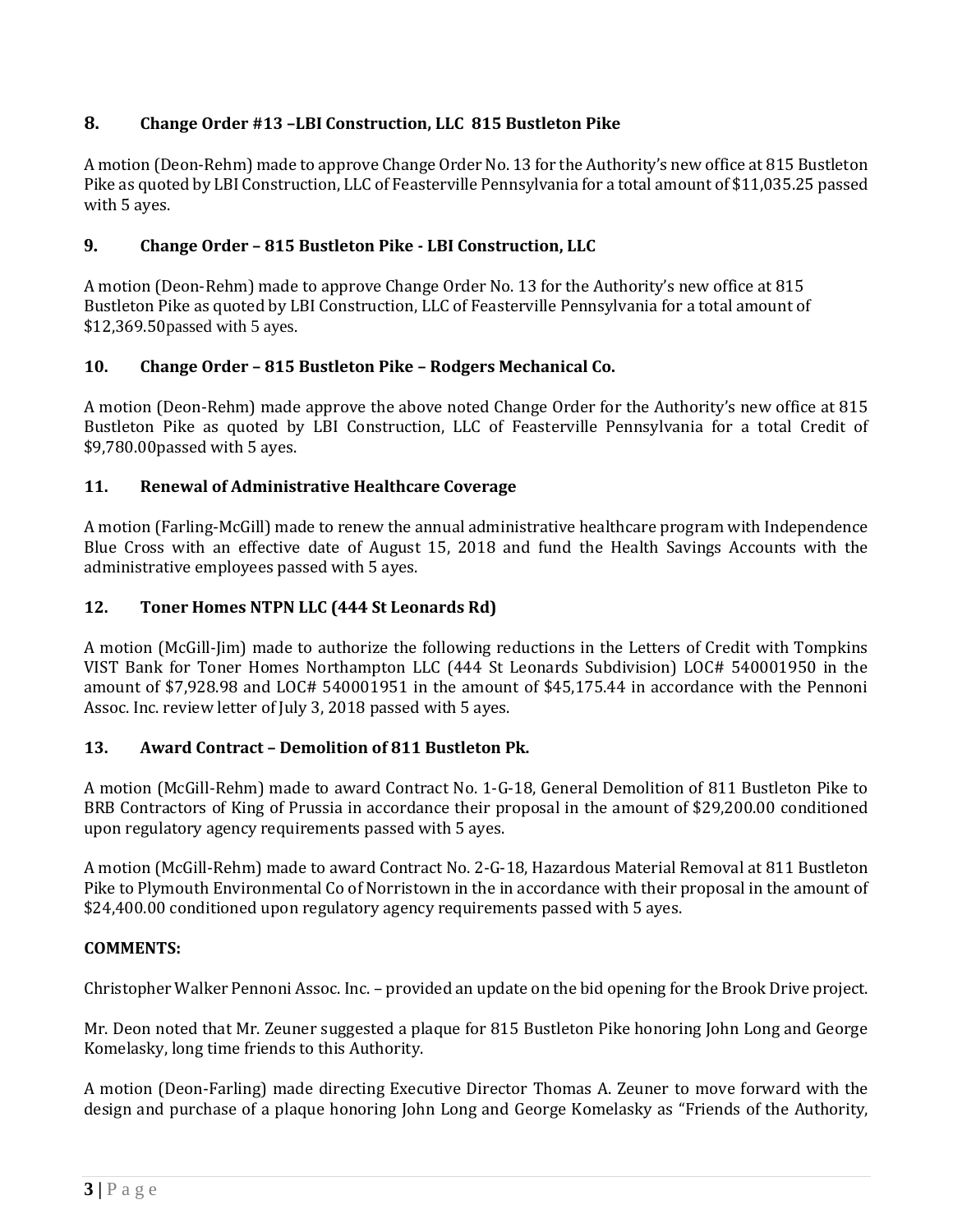### 8. Change Order #13 –LBI Construction, LLC 815 Bustleton Pike

A motion (Deon-Rehm) made to approve Change Order No. 13 for the Authority's new office at 815 Bustleton Pike as quoted by LBI Construction, LLC of Feasterville Pennsylvania for a total amount of $11,035.25 passed with 5 ayes.

### 9. Change Order – 815 Bustleton Pike - LBI Construction, LLC

A motion (Deon-Rehm) made to approve Change Order No. 13 for the Authority's new office at 815 Bustleton Pike as quoted by LBI Construction, LLC of Feasterville Pennsylvania for a total amount of $12,369.50passed with 5 ayes.

### 10. Change Order – 815 Bustleton Pike – Rodgers Mechanical Co.

A motion (Deon-Rehm) made approve the above noted Change Order for the Authority's new office at 815 Bustleton Pike as quoted by LBI Construction, LLC of Feasterville Pennsylvania for a total Credit of $9,780.00passed with 5 ayes.

### 11. Renewal of Administrative Healthcare Coverage

A motion (Farling-McGill) made to renew the annual administrative healthcare program with Independence Blue Cross with an effective date of August 15, 2018 and fund the Health Savings Accounts with the administrative employees passed with 5 ayes.

### 12. Toner Homes NTPN LLC (444 St Leonards Rd)

A motion (McGill-Jim) made to authorize the following reductions in the Letters of Credit with Tompkins VIST Bank for Toner Homes Northampton LLC (444 St Leonards Subdivision) LOC# 540001950 in the amount of $7,928.98 and LOC# 540001951 in the amount of $45,175.44 in accordance with the Pennoni Assoc. Inc. review letter of July 3, 2018 passed with 5 ayes.

### 13. Award Contract – Demolition of 811 Bustleton Pk.

A motion (McGill-Rehm) made to award Contract No. 1-G-18, General Demolition of 811 Bustleton Pike to BRB Contractors of King of Prussia in accordance their proposal in the amount of $29,200.00 conditioned upon regulatory agency requirements passed with 5 ayes.

A motion (McGill-Rehm) made to award Contract No. 2-G-18, Hazardous Material Removal at 811 Bustleton Pike to Plymouth Environmental Co of Norristown in the in accordance with their proposal in the amount of $24,400.00 conditioned upon regulatory agency requirements passed with 5 ayes.

**COMMENTS:**

Christopher Walker Pennoni Assoc. Inc. – provided an update on the bid opening for the Brook Drive project.

Mr. Deon noted that Mr. Zeuner suggested a plaque for 815 Bustleton Pike honoring John Long and George Komelasky, long time friends to this Authority.

A motion (Deon-Farling) made directing Executive Director Thomas A. Zeuner to move forward with the design and purchase of a plaque honoring John Long and George Komelasky as "Friends of the Authority,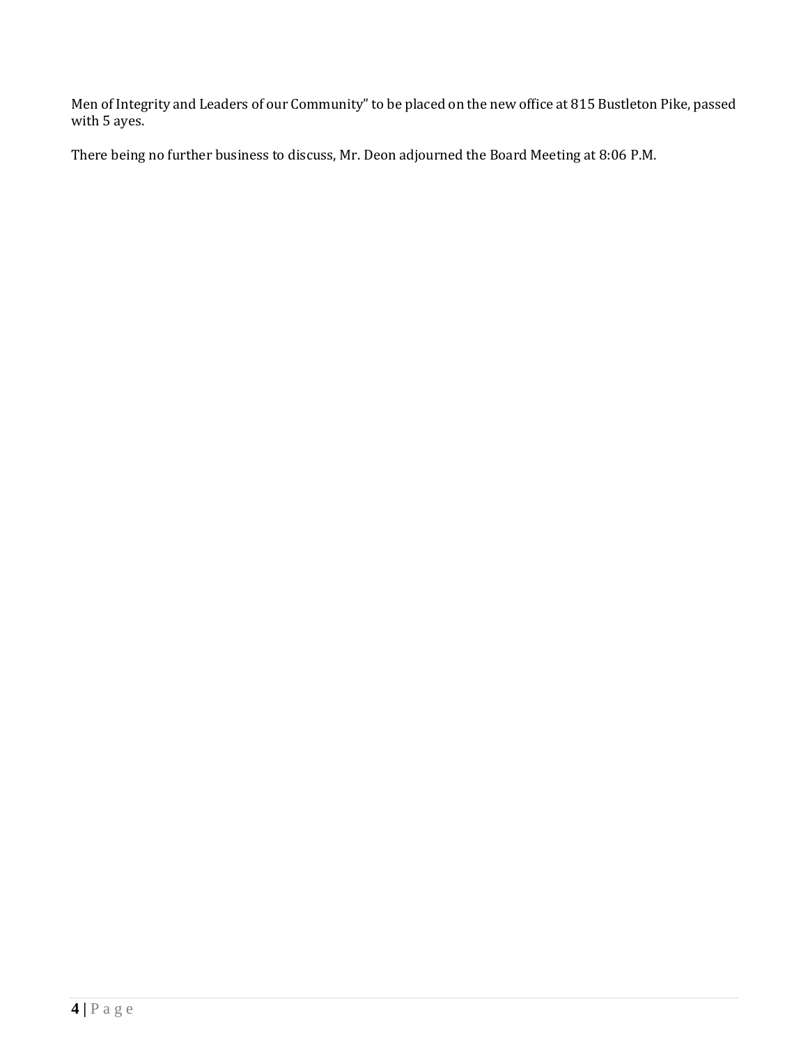Men of Integrity and Leaders of our Community" to be placed on the new office at 815 Bustleton Pike, passed with 5 ayes.

There being no further business to discuss, Mr. Deon adjourned the Board Meeting at 8:06 P.M.